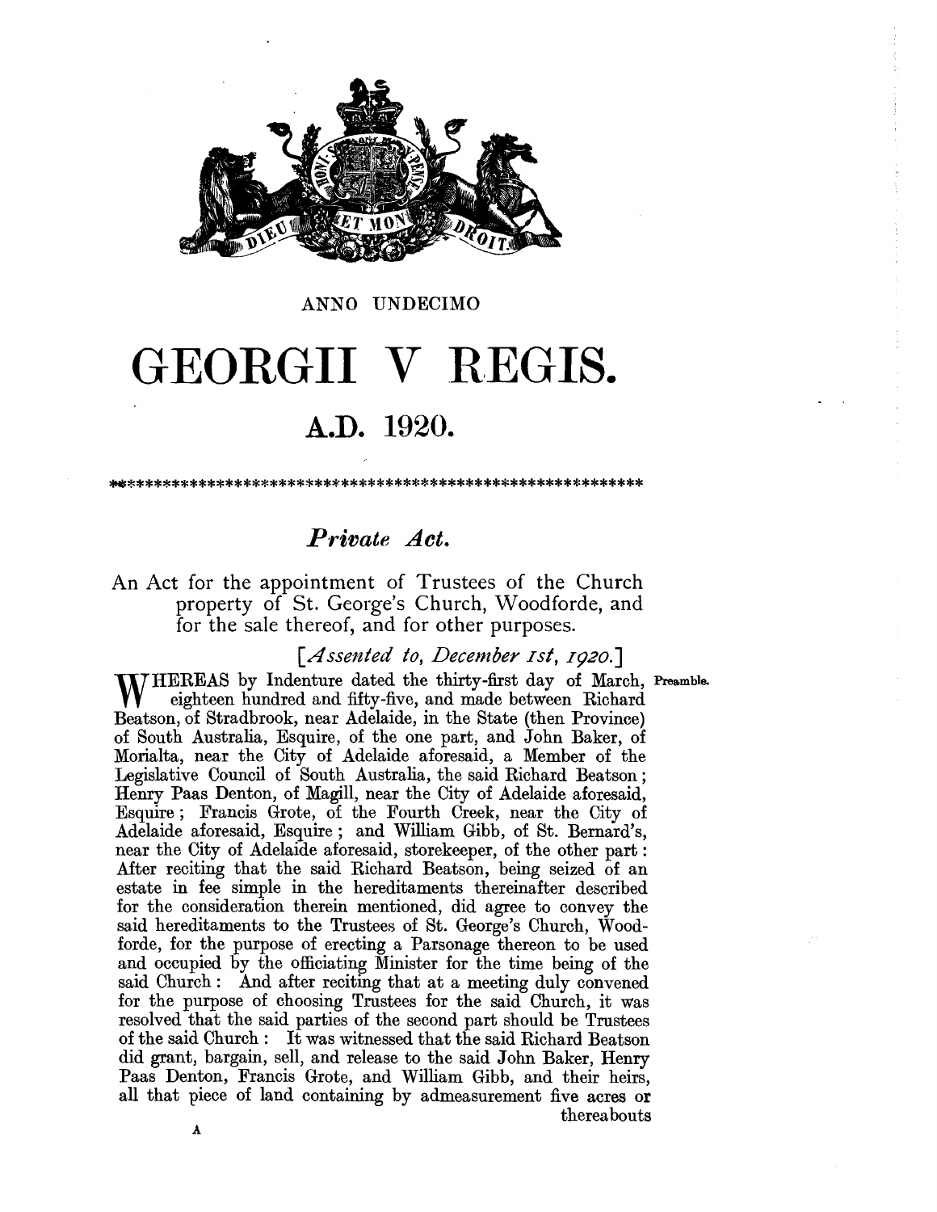ANNO UNDECIMO

# GEORGII V REGIS.

## A.D. 1920.

*************************************************************

## *Private Act.*

An Act for the appointment of Trustees of the Church property of St. George's Church, Woodforde, and for the sale thereof, and for other purposes.

[*Assented to, December 1st, 1920.*]

Preamble.

WHEREAS by Indenture dated the thirty-first day of March, eighteen hundred and fifty-five, and made between Richard Beatson, of Stradbrook, near Adelaide, in the State (then Province) of South Australia, Esquire, of the one part, and John Baker, of Morialta, near the City of Adelaide aforesaid, a Member of the Legislative Council of South Australia, the said Richard Beatson; Henry Paas Denton, of Magill, near the City of Adelaide aforesaid, Esquire; Francis Grote, of the Fourth Creek, near the City of Adelaide aforesaid, Esquire; and William Gibb, of St. Bernard's, near the City of Adelaide aforesaid, storekeeper, of the other part: After reciting that the said Richard Beatson, being seized of an estate in fee simple in the hereditaments thereinafter described for the consideration therein mentioned, did agree to convey the said hereditaments to the Trustees of St. George's Church, Woodforde, for the purpose of erecting a Parsonage thereon to be used and occupied by the officiating Minister for the time being of the said Church: And after reciting that at a meeting duly convened for the purpose of choosing Trustees for the said Church, it was resolved that the said parties of the second part should be Trustees of the said Church: It was witnessed that the said Richard Beatson did grant, bargain, sell, and release to the said John Baker, Henry Paas Denton, Francis Grote, and William Gibb, and their heirs, all that piece of land containing by admeasurement five acres or thereabouts

A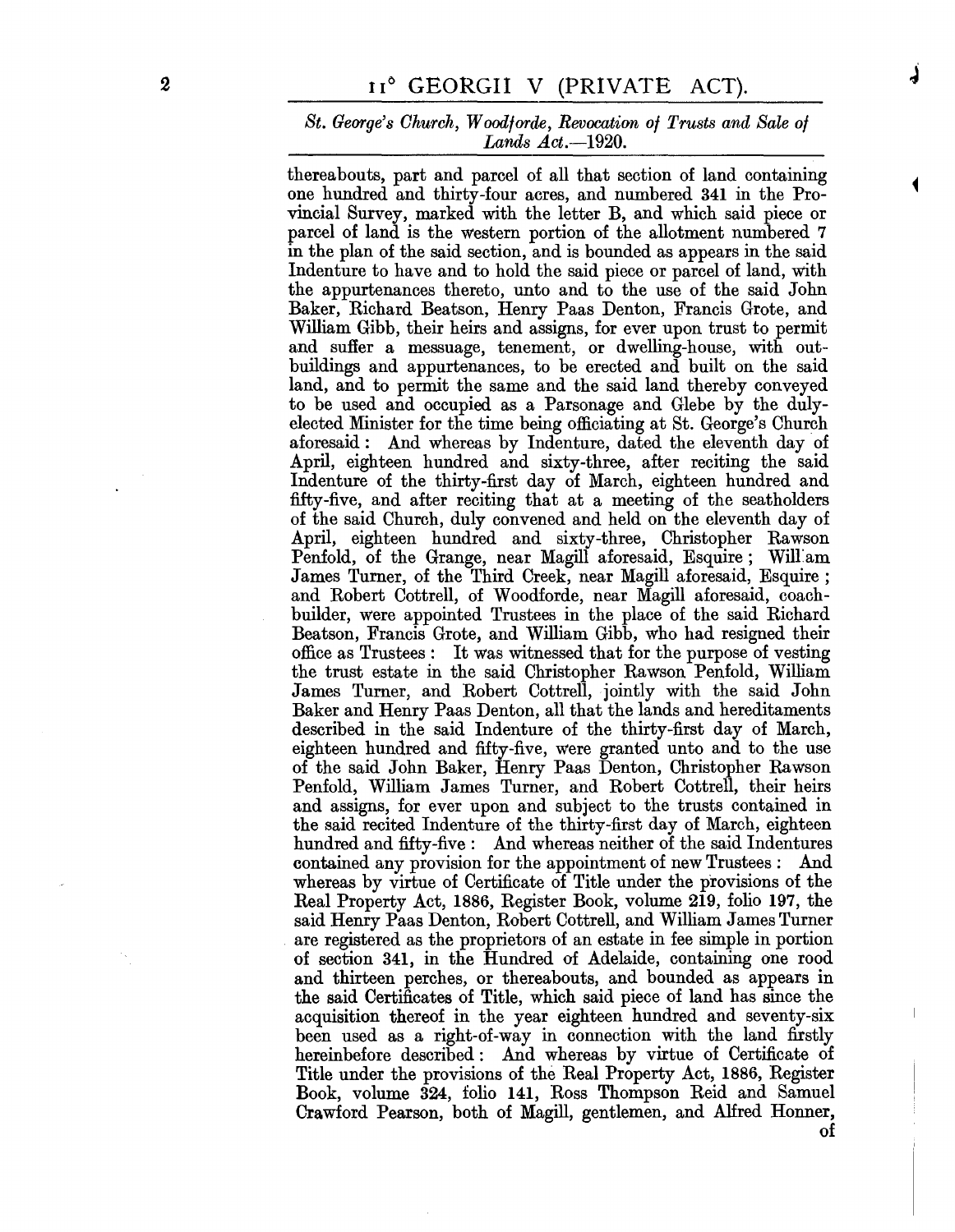thereabouts, part and parcel of all that section of land containing one hundred and thirty-four acres, and numbered 341 in the Provincial Survey, marked with the letter B, and which said piece or parcel of land is the western portion of the allotment numbered 7 in the plan of the said section, and is bounded as appears in the said Indenture to have and to hold the said piece or parcel of land, with the appurtenances thereto, unto and to the use of the said John Baker, Richard Beatson, Henry Paas Denton, Francis Grote, and William Gibb, their heirs and assigns, for ever upon trust to permit and suffer a messuage, tenement, or dwelling-house, with outbuildings and appurtenances, to be erected and built on the said land, and to permit the same and the said land thereby conveyed to be used and occupied as a Parsonage and Glebe by the duly-elected Minister for the time being officiating at St. George's Church aforesaid: And whereas by Indenture, dated the eleventh day of April, eighteen hundred and sixty-three, after reciting the said Indenture of the thirty-first day of March, eighteen hundred and fifty-five, and after reciting that at a meeting of the seatholders of the said Church, duly convened and held on the eleventh day of April, eighteen hundred and sixty-three, Christopher Rawson Penfold, of the Grange, near Magill aforesaid, Esquire; William James Turner, of the Third Creek, near Magill aforesaid, Esquire; and Robert Cottrell, of Woodforde, near Magill aforesaid, coachbuilder, were appointed Trustees in the place of the said Richard Beatson, Francis Grote, and William Gibb, who had resigned their office as Trustees: It was witnessed that for the purpose of vesting the trust estate in the said Christopher Rawson Penfold, William James Turner, and Robert Cottrell, jointly with the said John Baker and Henry Paas Denton, all that the lands and hereditaments described in the said Indenture of the thirty-first day of March, eighteen hundred and fifty-five, were granted unto and to the use of the said John Baker, Henry Paas Denton, Christopher Rawson Penfold, William James Turner, and Robert Cottrell, their heirs and assigns, for ever upon and subject to the trusts contained in the said recited Indenture of the thirty-first day of March, eighteen hundred and fifty-five: And whereas neither of the said Indentures contained any provision for the appointment of new Trustees: And whereas by virtue of Certificate of Title under the provisions of the Real Property Act, 1886, Register Book, volume 219, folio 197, the said Henry Paas Denton, Robert Cottrell, and William James Turner are registered as the proprietors of an estate in fee simple in portion of section 341, in the Hundred of Adelaide, containing one rood and thirteen perches, or thereabouts, and bounded as appears in the said Certificates of Title, which said piece of land has since the acquisition thereof in the year eighteen hundred and seventy-six been used as a right-of-way in connection with the land firstly hereinbefore described: And whereas by virtue of Certificate of Title under the provisions of the Real Property Act, 1886, Register Book, volume 324, folio 141, Ross Thompson Reid and Samuel Crawford Pearson, both of Magill, gentlemen, and Alfred Honner, of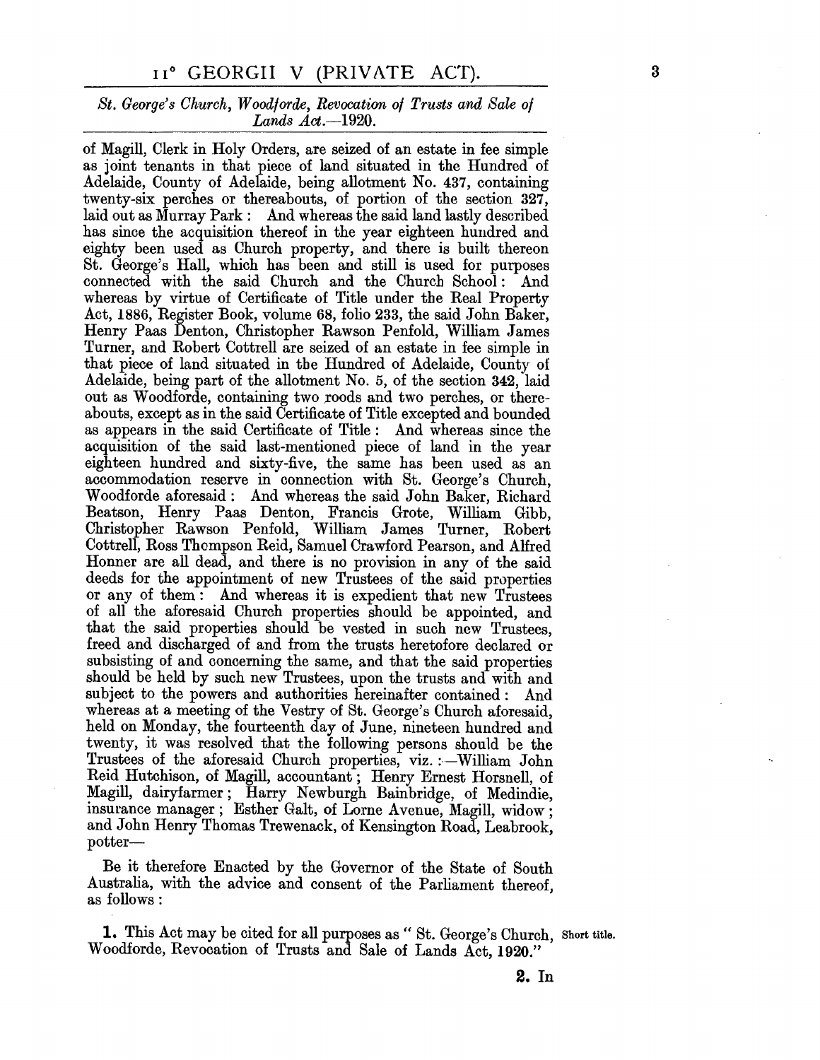of Magill, Clerk in Holy Orders, are seized of an estate in fee simple as joint tenants in that piece of land situated in the Hundred of Adelaide, County of Adelaide, being allotment No. 437, containing twenty-six perches or thereabouts, of portion of the section 327, laid out as Murray Park: And whereas the said land lastly described has since the acquisition thereof in the year eighteen hundred and eighty been used as Church property, and there is built thereon St. George's Hall, which has been and still is used for purposes connected with the said Church and the Church School: And whereas by virtue of Certificate of Title under the Real Property Act, 1886, Register Book, volume 68, folio 233, the said John Baker, Henry Paas Denton, Christopher Rawson Penfold, William James Turner, and Robert Cottrell are seized of an estate in fee simple in that piece of land situated in the Hundred of Adelaide, County of Adelaide, being part of the allotment No. 5, of the section 342, laid out as Woodforde, containing two roods and two perches, or thereabouts, except as in the said Certificate of Title excepted and bounded as appears in the said Certificate of Title: And whereas since the acquisition of the said last-mentioned piece of land in the year eighteen hundred and sixty-five, the same has been used as an accommodation reserve in connection with St. George's Church, Woodforde aforesaid: And whereas the said John Baker, Richard Beatson, Henry Paas Denton, Francis Grote, William Gibb, Christopher Rawson Penfold, William James Turner, Robert Cottrell, Ross Thompson Reid, Samuel Crawford Pearson, and Alfred Honner are all dead, and there is no provision in any of the said deeds for the appointment of new Trustees of the said properties or any of them: And whereas it is expedient that new Trustees of all the aforesaid Church properties should be appointed, and that the said properties should be vested in such new Trustees, freed and discharged of and from the trusts heretofore declared or subsisting of and concerning the same, and that the said properties should be held by such new Trustees, upon the trusts and with and subject to the powers and authorities hereinafter contained: And whereas at a meeting of the Vestry of St. George's Church aforesaid, held on Monday, the fourteenth day of June, nineteen hundred and twenty, it was resolved that the following persons should be the Trustees of the aforesaid Church properties, viz.:—William John Reid Hutchison, of Magill, accountant; Henry Ernest Horsnell, of Magill, dairyfarmer; Harry Newburgh Bainbridge, of Medindie, insurance manager; Esther Galt, of Lorne Avenue, Magill, widow; and John Henry Thomas Trewenack, of Kensington Road, Leabrook, potter—

Be it therefore Enacted by the Governor of the State of South Australia, with the advice and consent of the Parliament thereof, as follows:

**1.** This Act may be cited for all purposes as "St. George's Church, Woodforde, Revocation of Trusts and Sale of Lands Act, 1920." Short title.

**2.** In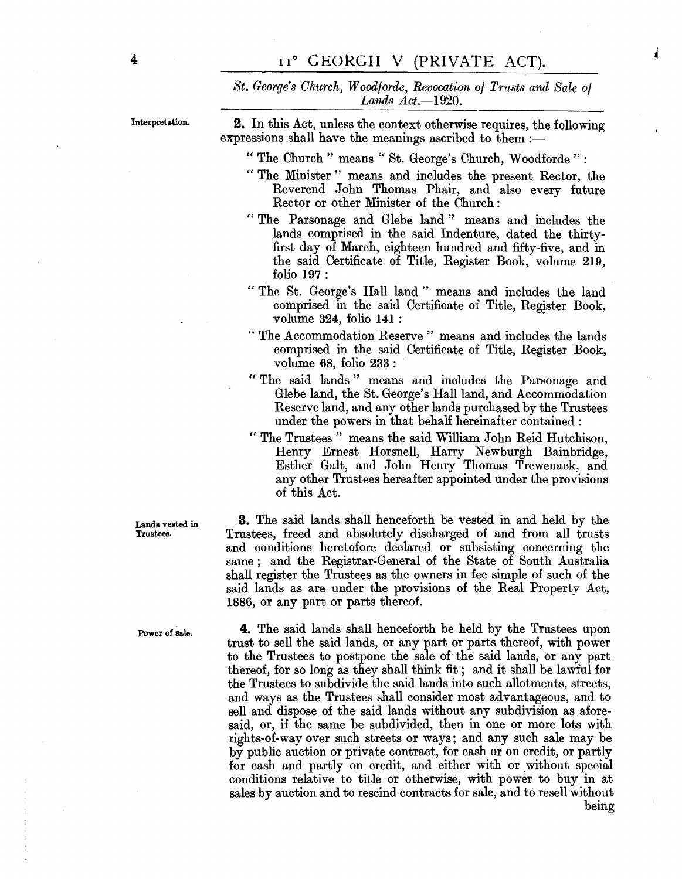St. George's Church, Woodforde, Revocation of Trusts and Sale of Lands Act.—1920.

Interpretation.

**2.** In this Act, unless the context otherwise requires, the following expressions shall have the meanings ascribed to them :—

"The Church" means "St. George's Church, Woodforde":

"The Minister" means and includes the present Rector, the Reverend John Thomas Phair, and also every future Rector or other Minister of the Church:

"The Parsonage and Glebe land" means and includes the lands comprised in the said Indenture, dated the thirty-first day of March, eighteen hundred and fifty-five, and in the said Certificate of Title, Register Book, volume 219, folio 197:

"The St. George's Hall land" means and includes the land comprised in the said Certificate of Title, Register Book, volume 324, folio 141:

"The Accommodation Reserve" means and includes the lands comprised in the said Certificate of Title, Register Book, volume 68, folio 233:

"The said lands" means and includes the Parsonage and Glebe land, the St. George's Hall land, and Accommodation Reserve land, and any other lands purchased by the Trustees under the powers in that behalf hereinafter contained:

"The Trustees" means the said William John Reid Hutchison, Henry Ernest Horsnell, Harry Newburgh Bainbridge, Esther Galt, and John Henry Thomas Trewenack, and any other Trustees hereafter appointed under the provisions of this Act.

Lands vested in Trustees.

**3.** The said lands shall henceforth be vested in and held by the Trustees, freed and absolutely discharged of and from all trusts and conditions heretofore declared or subsisting concerning the same; and the Registrar-General of the State of South Australia shall register the Trustees as the owners in fee simple of such of the said lands as are under the provisions of the Real Property Act, 1886, or any part or parts thereof.

Power of sale.

**4.** The said lands shall henceforth be held by the Trustees upon trust to sell the said lands, or any part or parts thereof, with power to the Trustees to postpone the sale of the said lands, or any part thereof, for so long as they shall think fit; and it shall be lawful for the Trustees to subdivide the said lands into such allotments, streets, and ways as the Trustees shall consider most advantageous, and to sell and dispose of the said lands without any subdivision as aforesaid, or, if the same be subdivided, then in one or more lots with rights-of-way over such streets or ways; and any such sale may be by public auction or private contract, for cash or on credit, or partly for cash and partly on credit, and either with or without special conditions relative to title or otherwise, with power to buy in at sales by auction and to rescind contracts for sale, and to resell without being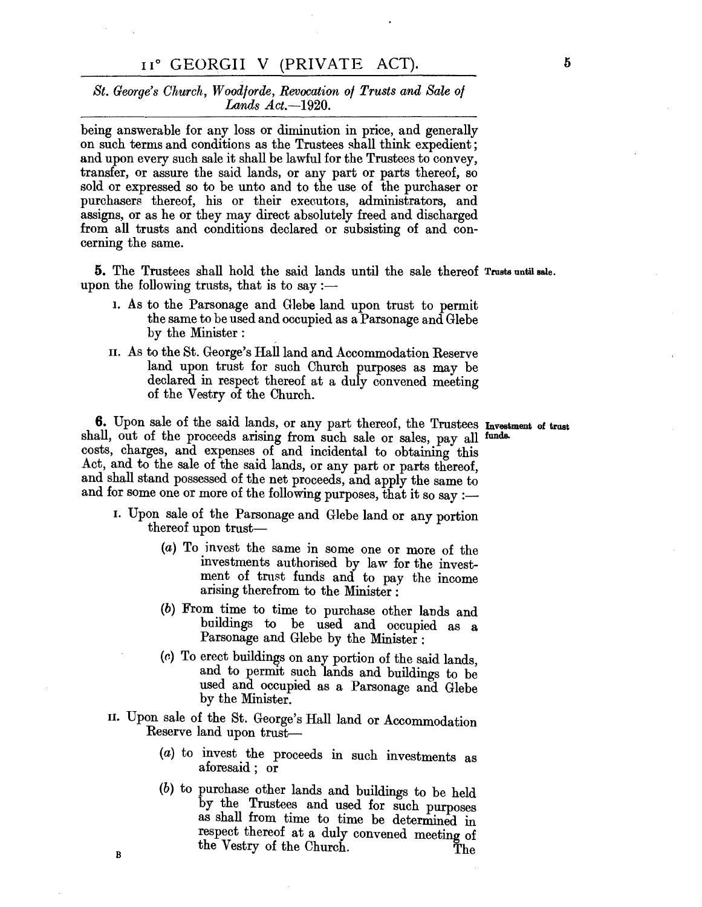being answerable for any loss or diminution in price, and generally on such terms and conditions as the Trustees shall think expedient; and upon every such sale it shall be lawful for the Trustees to convey, transfer, or assure the said lands, or any part or parts thereof, so sold or expressed so to be unto and to the use of the purchaser or purchasers thereof, his or their executors, administrators, and assigns, or as he or they may direct absolutely freed and discharged from all trusts and conditions declared or subsisting of and concerning the same.

**Trusts until sale.**

**5.** The Trustees shall hold the said lands until the sale thereof upon the following trusts, that is to say :—

I. As to the Parsonage and Glebe land upon trust to permit the same to be used and occupied as a Parsonage and Glebe by the Minister :

II. As to the St. George's Hall land and Accommodation Reserve land upon trust for such Church purposes as may be declared in respect thereof at a duly convened meeting of the Vestry of the Church.

**Investment of trust funds.**

**6.** Upon sale of the said lands, or any part thereof, the Trustees shall, out of the proceeds arising from such sale or sales, pay all costs, charges, and expenses of and incidental to obtaining this Act, and to the sale of the said lands, or any part or parts thereof, and shall stand possessed of the net proceeds, and apply the same to and for some one or more of the following purposes, that it so say :—

I. Upon sale of the Parsonage and Glebe land or any portion thereof upon trust—

(*a*) To invest the same in some one or more of the investments authorised by law for the investment of trust funds and to pay the income arising therefrom to the Minister :

(*b*) From time to time to purchase other lands and buildings to be used and occupied as a Parsonage and Glebe by the Minister :

(*c*) To erect buildings on any portion of the said lands, and to permit such lands and buildings to be used and occupied as a Parsonage and Glebe by the Minister.

II. Upon sale of the St. George's Hall land or Accommodation Reserve land upon trust—

(*a*) to invest the proceeds in such investments as aforesaid ; or

(*b*) to purchase other lands and buildings to be held by the Trustees and used for such purposes as shall from time to time be determined in respect thereof at a duly convened meeting of the Vestry of the Church.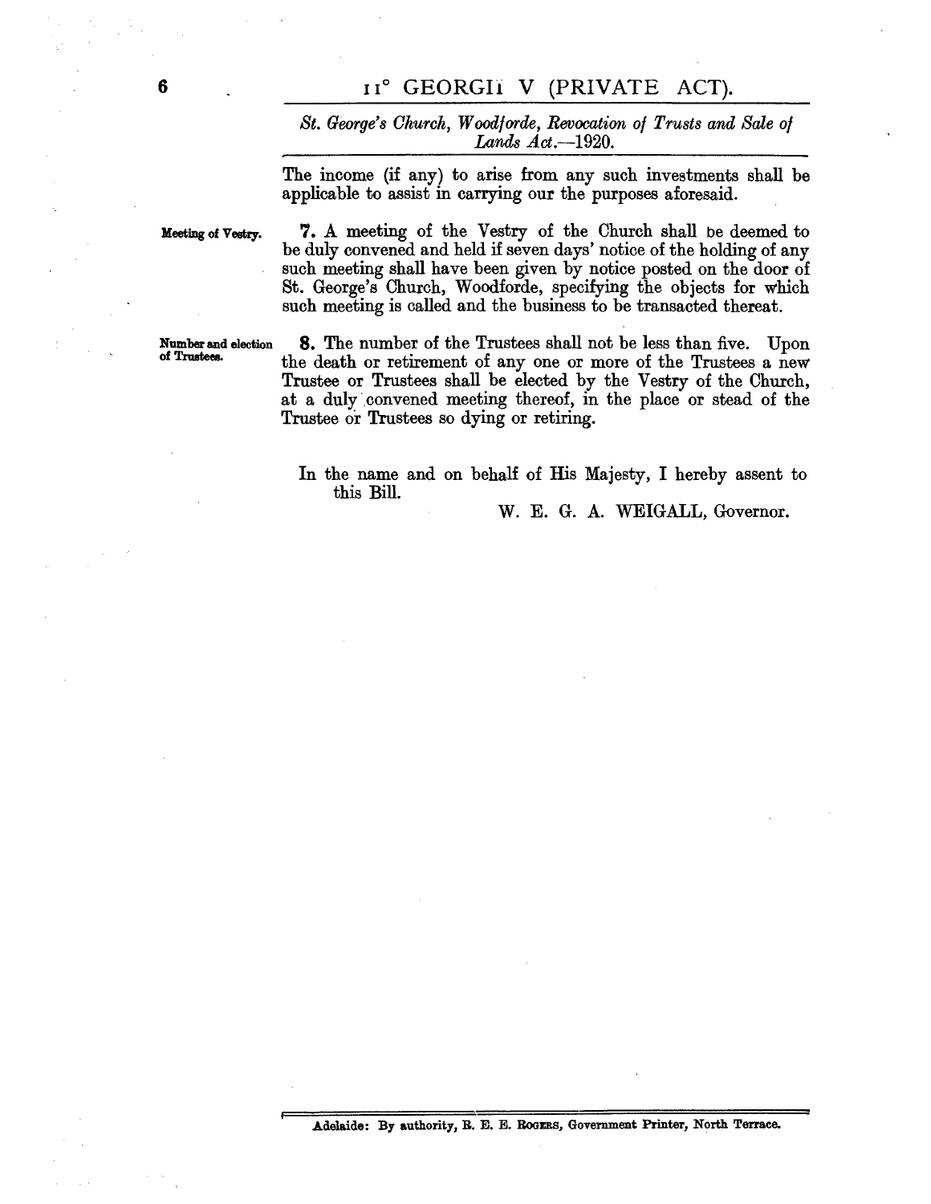The income (if any) to arise from any such investments shall be applicable to assist in carrying our the purposes aforesaid.

**Meeting of Vestry.**

**7.** A meeting of the Vestry of the Church shall be deemed to be duly convened and held if seven days' notice of the holding of any such meeting shall have been given by notice posted on the door of St. George's Church, Woodforde, specifying the objects for which such meeting is called and the business to be transacted thereat.

**Number and election of Trustees.**

**8.** The number of the Trustees shall not be less than five. Upon the death or retirement of any one or more of the Trustees a new Trustee or Trustees shall be elected by the Vestry of the Church, at a duly convened meeting thereof, in the place or stead of the Trustee or Trustees so dying or retiring.

In the name and on behalf of His Majesty, I hereby assent to this Bill.

W. E. G. A. WEIGALL, Governor.

Adelaide: By authority, R. E. E. ROGERS, Government Printer, North Terrace.